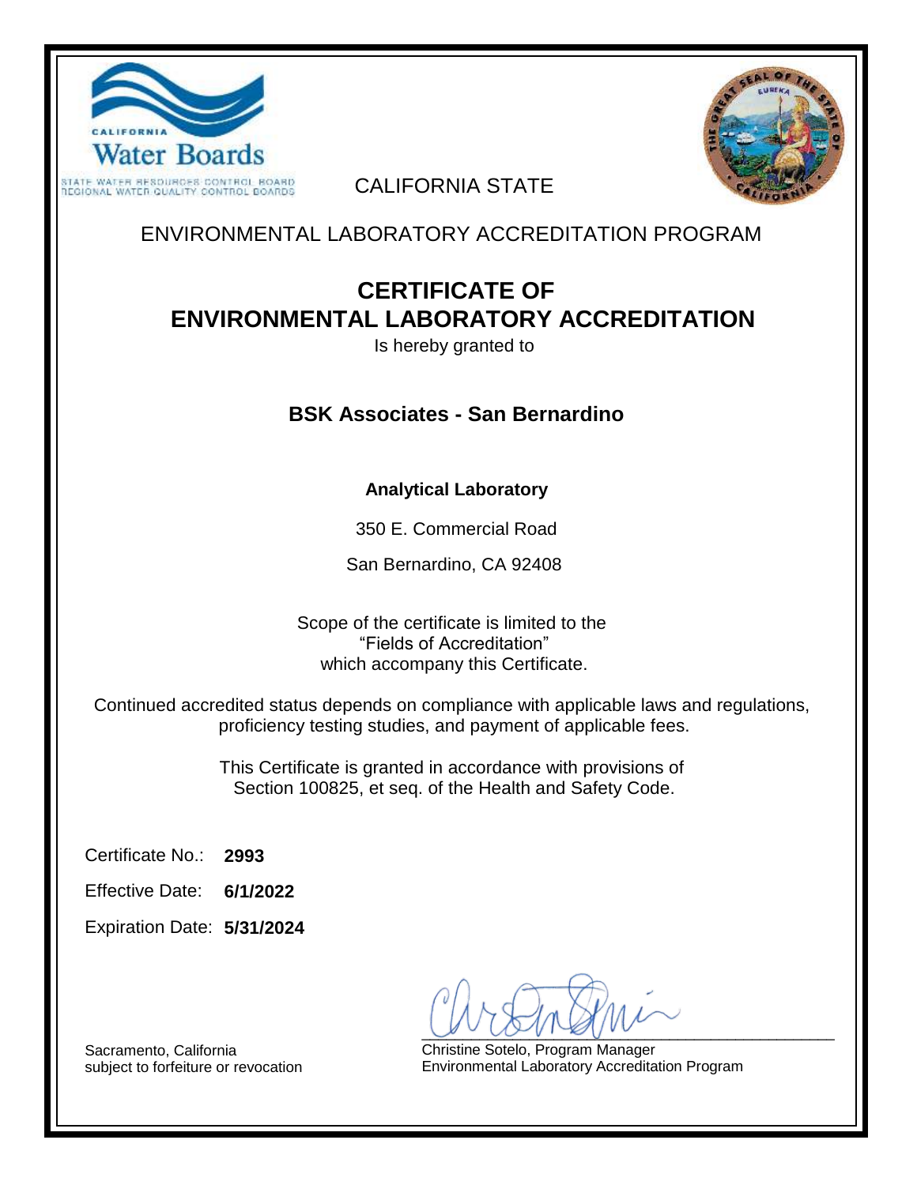CALIFORNIA

Water Boards

STATE WATER RESOURCES CONTROL BOARD
REGIONAL WATER QUALITY CONTROL BOARDS

CALIFORNIA STATE

ENVIRONMENTAL LABORATORY ACCREDITATION PROGRAM

# CERTIFICATE OF ENVIRONMENTAL LABORATORY ACCREDITATION

Is hereby granted to

## BSK Associates - San Bernardino

**Analytical Laboratory**

350 E. Commercial Road

San Bernardino, CA 92408

Scope of the certificate is limited to the "Fields of Accreditation" which accompany this Certificate.

Continued accredited status depends on compliance with applicable laws and regulations, proficiency testing studies, and payment of applicable fees.

This Certificate is granted in accordance with provisions of Section 100825, et seq. of the Health and Safety Code.

Certificate No.: **2993**

Effective Date: **6/1/2022**

Expiration Date: **5/31/2024**

Sacramento, California
subject to forfeiture or revocation

Christine Sotelo, Program Manager
Environmental Laboratory Accreditation Program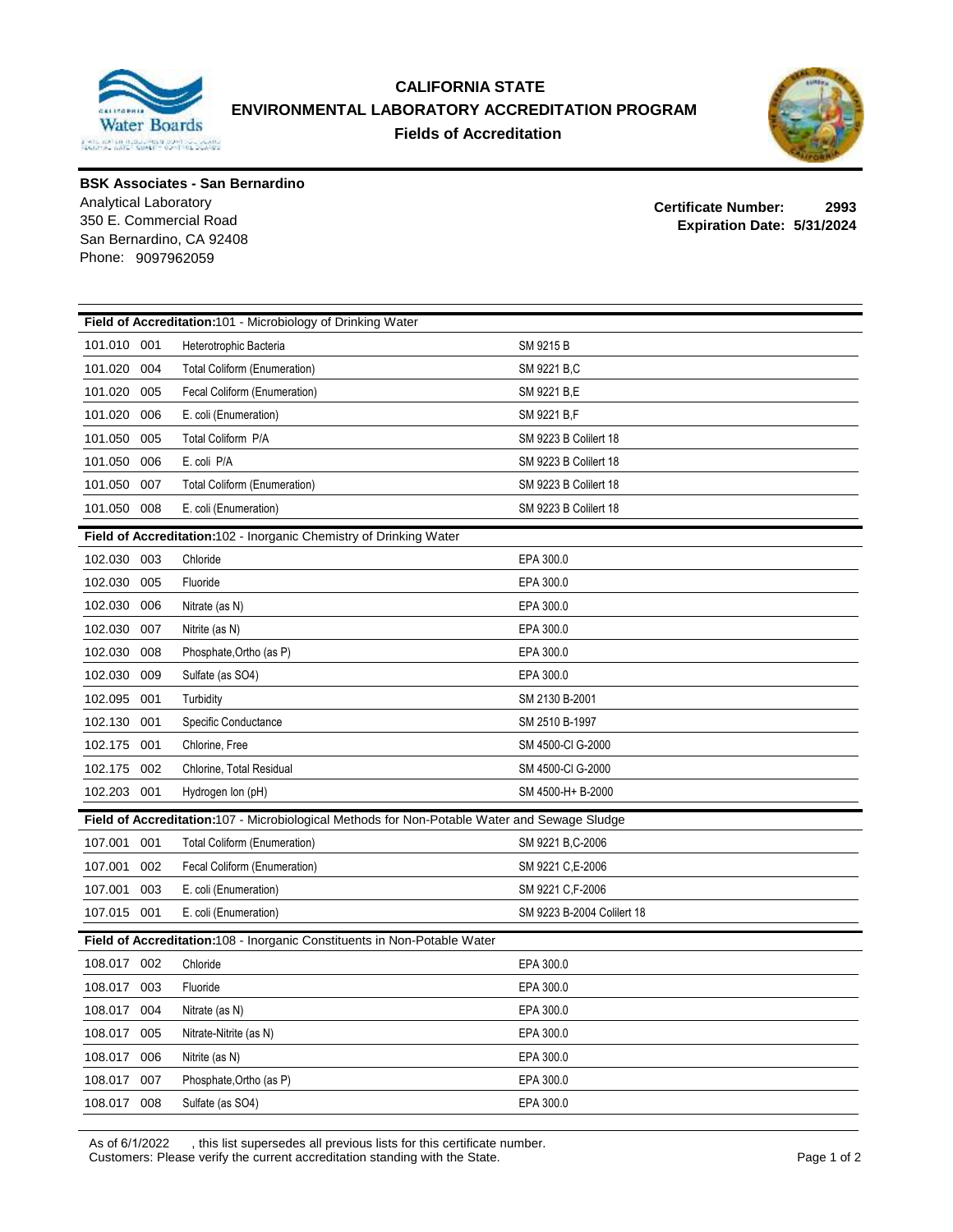# CALIFORNIA STATE ENVIRONMENTAL LABORATORY ACCREDITATION PROGRAM

## Fields of Accreditation

**BSK Associates - San Bernardino**
Analytical Laboratory
350 E. Commercial Road
San Bernardino, CA 92408
Phone: 9097962059

**Certificate Number: 2993**
**Expiration Date: 5/31/2024**

| **Field of Accreditation:** 101 - Microbiology of Drinking Water | | |
|---|---|---|
| 101.010 001 | Heterotrophic Bacteria | SM 9215 B |
| 101.020 004 | Total Coliform (Enumeration) | SM 9221 B,C |
| 101.020 005 | Fecal Coliform (Enumeration) | SM 9221 B,E |
| 101.020 006 | E. coli (Enumeration) | SM 9221 B,F |
| 101.050 005 | Total Coliform P/A | SM 9223 B Colilert 18 |
| 101.050 006 | E. coli P/A | SM 9223 B Colilert 18 |
| 101.050 007 | Total Coliform (Enumeration) | SM 9223 B Colilert 18 |
| 101.050 008 | E. coli (Enumeration) | SM 9223 B Colilert 18 |

| **Field of Accreditation:** 102 - Inorganic Chemistry of Drinking Water | | |
|---|---|---|
| 102.030 003 | Chloride | EPA 300.0 |
| 102.030 005 | Fluoride | EPA 300.0 |
| 102.030 006 | Nitrate (as N) | EPA 300.0 |
| 102.030 007 | Nitrite (as N) | EPA 300.0 |
| 102.030 008 | Phosphate,Ortho (as P) | EPA 300.0 |
| 102.030 009 | Sulfate (as SO4) | EPA 300.0 |
| 102.095 001 | Turbidity | SM 2130 B-2001 |
| 102.130 001 | Specific Conductance | SM 2510 B-1997 |
| 102.175 001 | Chlorine, Free | SM 4500-Cl G-2000 |
| 102.175 002 | Chlorine, Total Residual | SM 4500-Cl G-2000 |
| 102.203 001 | Hydrogen Ion (pH) | SM 4500-H+ B-2000 |

| **Field of Accreditation:** 107 - Microbiological Methods for Non-Potable Water and Sewage Sludge | | |
|---|---|---|
| 107.001 001 | Total Coliform (Enumeration) | SM 9221 B,C-2006 |
| 107.001 002 | Fecal Coliform (Enumeration) | SM 9221 C,E-2006 |
| 107.001 003 | E. coli (Enumeration) | SM 9221 C,F-2006 |
| 107.015 001 | E. coli (Enumeration) | SM 9223 B-2004 Colilert 18 |

| **Field of Accreditation:** 108 - Inorganic Constituents in Non-Potable Water | | |
|---|---|---|
| 108.017 002 | Chloride | EPA 300.0 |
| 108.017 003 | Fluoride | EPA 300.0 |
| 108.017 004 | Nitrate (as N) | EPA 300.0 |
| 108.017 005 | Nitrate-Nitrite (as N) | EPA 300.0 |
| 108.017 006 | Nitrite (as N) | EPA 300.0 |
| 108.017 007 | Phosphate,Ortho (as P) | EPA 300.0 |
| 108.017 008 | Sulfate (as SO4) | EPA 300.0 |

As of 6/1/2022 , this list supersedes all previous lists for this certificate number.
Customers: Please verify the current accreditation standing with the State.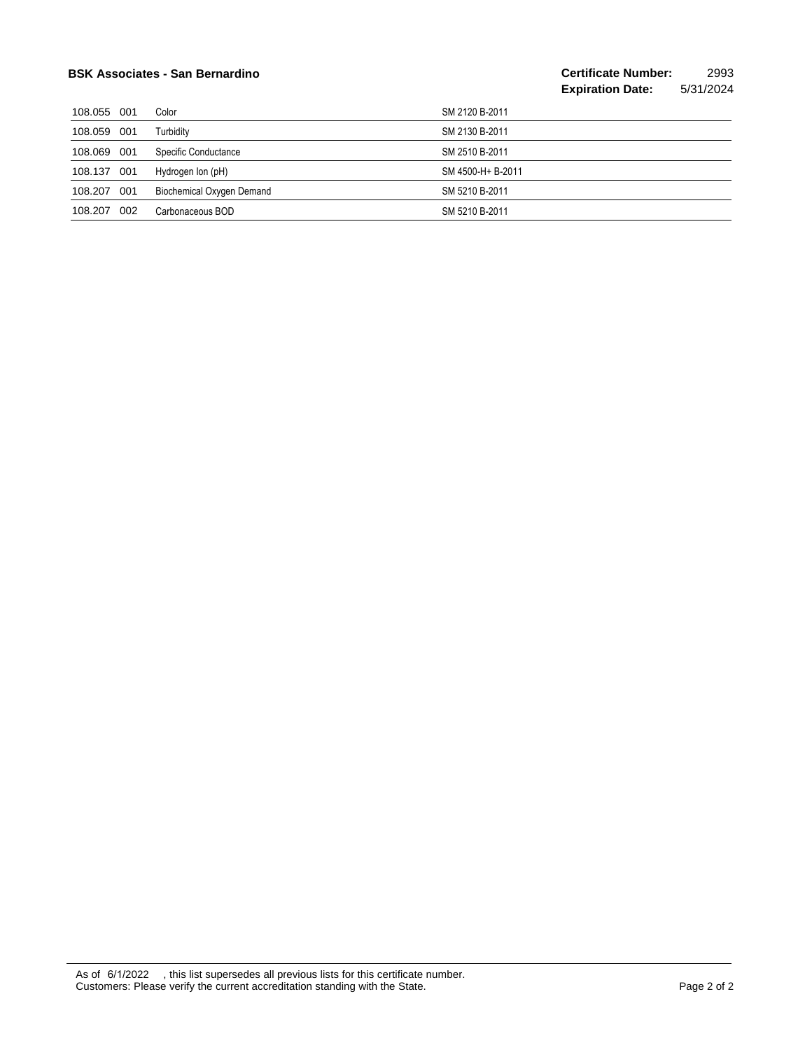**BSK Associates - San Bernardino**

**Certificate Number:** 2993
**Expiration Date:** 5/31/2024

| | | | |
|---|---|---|---|
| 108.055 | 001 | Color | SM 2120 B-2011 |
| 108.059 | 001 | Turbidity | SM 2130 B-2011 |
| 108.069 | 001 | Specific Conductance | SM 2510 B-2011 |
| 108.137 | 001 | Hydrogen Ion (pH) | SM 4500-H+ B-2011 |
| 108.207 | 001 | Biochemical Oxygen Demand | SM 5210 B-2011 |
| 108.207 | 002 | Carbonaceous BOD | SM 5210 B-2011 |

As of 6/1/2022 , this list supersedes all previous lists for this certificate number.
Customers: Please verify the current accreditation standing with the State.